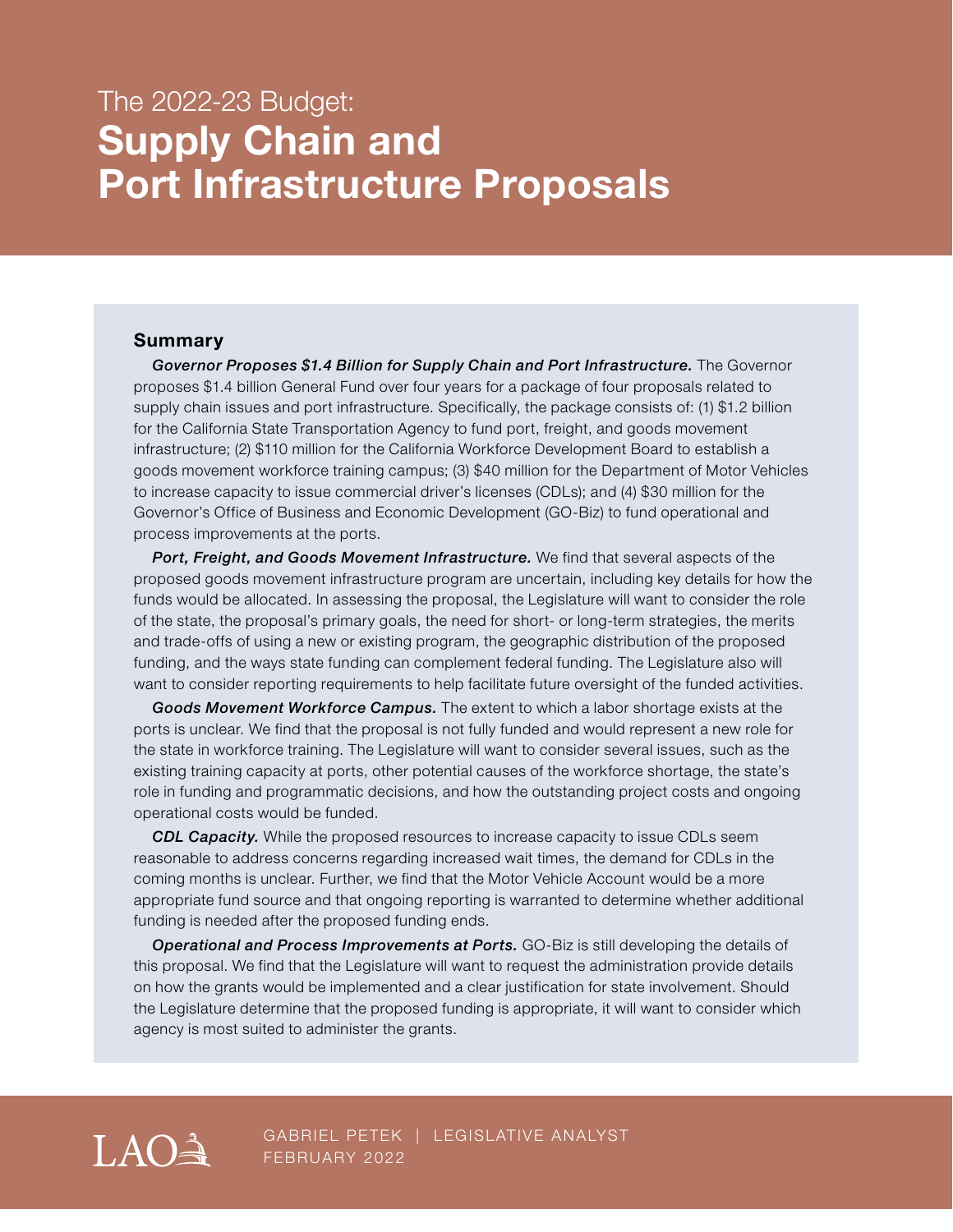# The 2022-23 Budget: **Supply Chain and Port Infrastructure Proposals**

## Summary

***Governor Proposes $1.4 Billion for Supply Chain and Port Infrastructure.*** The Governor proposes $1.4 billion General Fund over four years for a package of four proposals related to supply chain issues and port infrastructure. Specifically, the package consists of: (1) $1.2 billion for the California State Transportation Agency to fund port, freight, and goods movement infrastructure; (2) $110 million for the California Workforce Development Board to establish a goods movement workforce training campus; (3) $40 million for the Department of Motor Vehicles to increase capacity to issue commercial driver's licenses (CDLs); and (4) $30 million for the Governor's Office of Business and Economic Development (GO-Biz) to fund operational and process improvements at the ports.

***Port, Freight, and Goods Movement Infrastructure.*** We find that several aspects of the proposed goods movement infrastructure program are uncertain, including key details for how the funds would be allocated. In assessing the proposal, the Legislature will want to consider the role of the state, the proposal's primary goals, the need for short- or long-term strategies, the merits and trade-offs of using a new or existing program, the geographic distribution of the proposed funding, and the ways state funding can complement federal funding. The Legislature also will want to consider reporting requirements to help facilitate future oversight of the funded activities.

***Goods Movement Workforce Campus.*** The extent to which a labor shortage exists at the ports is unclear. We find that the proposal is not fully funded and would represent a new role for the state in workforce training. The Legislature will want to consider several issues, such as the existing training capacity at ports, other potential causes of the workforce shortage, the state's role in funding and programmatic decisions, and how the outstanding project costs and ongoing operational costs would be funded.

***CDL Capacity.*** While the proposed resources to increase capacity to issue CDLs seem reasonable to address concerns regarding increased wait times, the demand for CDLs in the coming months is unclear. Further, we find that the Motor Vehicle Account would be a more appropriate fund source and that ongoing reporting is warranted to determine whether additional funding is needed after the proposed funding ends.

***Operational and Process Improvements at Ports.*** GO-Biz is still developing the details of this proposal. We find that the Legislature will want to request the administration provide details on how the grants would be implemented and a clear justification for state involvement. Should the Legislature determine that the proposed funding is appropriate, it will want to consider which agency is most suited to administer the grants.

LAO

GABRIEL PETEK | LEGISLATIVE ANALYST
FEBRUARY 2022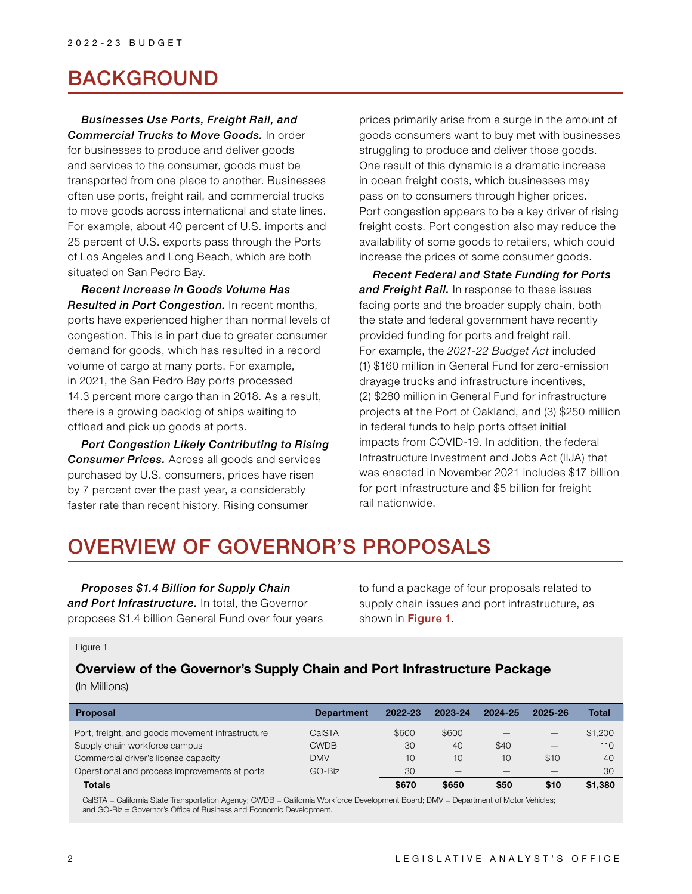# BACKGROUND

***Businesses Use Ports, Freight Rail, and Commercial Trucks to Move Goods.*** In order for businesses to produce and deliver goods and services to the consumer, goods must be transported from one place to another. Businesses often use ports, freight rail, and commercial trucks to move goods across international and state lines. For example, about 40 percent of U.S. imports and 25 percent of U.S. exports pass through the Ports of Los Angeles and Long Beach, which are both situated on San Pedro Bay.

***Recent Increase in Goods Volume Has Resulted in Port Congestion.*** In recent months, ports have experienced higher than normal levels of congestion. This is in part due to greater consumer demand for goods, which has resulted in a record volume of cargo at many ports. For example, in 2021, the San Pedro Bay ports processed 14.3 percent more cargo than in 2018. As a result, there is a growing backlog of ships waiting to offload and pick up goods at ports.

***Port Congestion Likely Contributing to Rising Consumer Prices.*** Across all goods and services purchased by U.S. consumers, prices have risen by 7 percent over the past year, a considerably faster rate than recent history. Rising consumer prices primarily arise from a surge in the amount of goods consumers want to buy met with businesses struggling to produce and deliver those goods. One result of this dynamic is a dramatic increase in ocean freight costs, which businesses may pass on to consumers through higher prices. Port congestion appears to be a key driver of rising freight costs. Port congestion also may reduce the availability of some goods to retailers, which could increase the prices of some consumer goods.

***Recent Federal and State Funding for Ports and Freight Rail.*** In response to these issues facing ports and the broader supply chain, both the state and federal government have recently provided funding for ports and freight rail. For example, the *2021-22 Budget Act* included (1) $160 million in General Fund for zero-emission drayage trucks and infrastructure incentives, (2) $280 million in General Fund for infrastructure projects at the Port of Oakland, and (3) $250 million in federal funds to help ports offset initial impacts from COVID-19. In addition, the federal Infrastructure Investment and Jobs Act (IIJA) that was enacted in November 2021 includes $17 billion for port infrastructure and $5 billion for freight rail nationwide.

# OVERVIEW OF GOVERNOR'S PROPOSALS

***Proposes $1.4 Billion for Supply Chain and Port Infrastructure.*** In total, the Governor proposes $1.4 billion General Fund over four years to fund a package of four proposals related to supply chain issues and port infrastructure, as shown in Figure 1.

Figure 1

**Overview of the Governor's Supply Chain and Port Infrastructure Package**
(In Millions)

| Proposal | Department | 2022-23 | 2023-24 | 2024-25 | 2025-26 | Total |
|---|---|---|---|---|---|---|
| Port, freight, and goods movement infrastructure | CalSTA | $600 | $600 | — | — | $1,200 |
| Supply chain workforce campus | CWDB | 30 | 40 | $40 | — | 110 |
| Commercial driver's license capacity | DMV | 10 | 10 | 10 | $10 | 40 |
| Operational and process improvements at ports | GO-Biz | 30 | — | — | — | 30 |
| **Totals** | | **$670** | **$650** | **$50** | **$10** | **$1,380** |

CalSTA = California State Transportation Agency; CWDB = California Workforce Development Board; DMV = Department of Motor Vehicles; and GO-Biz = Governor's Office of Business and Economic Development.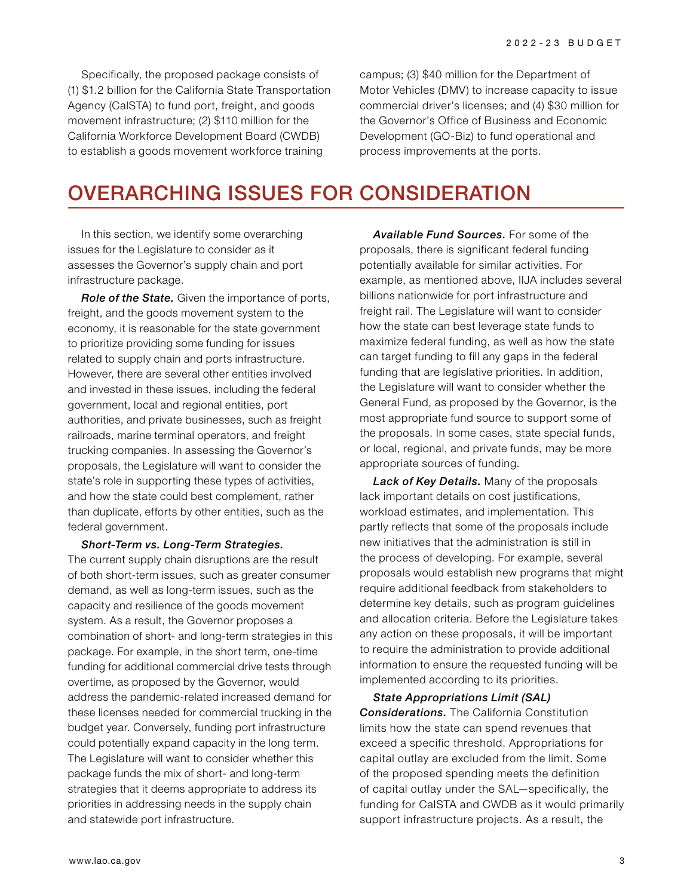Specifically, the proposed package consists of (1) $1.2 billion for the California State Transportation Agency (CalSTA) to fund port, freight, and goods movement infrastructure; (2) $110 million for the California Workforce Development Board (CWDB) to establish a goods movement workforce training campus; (3) $40 million for the Department of Motor Vehicles (DMV) to increase capacity to issue commercial driver's licenses; and (4) $30 million for the Governor's Office of Business and Economic Development (GO-Biz) to fund operational and process improvements at the ports.

# OVERARCHING ISSUES FOR CONSIDERATION

In this section, we identify some overarching issues for the Legislature to consider as it assesses the Governor's supply chain and port infrastructure package.

***Role of the State.*** Given the importance of ports, freight, and the goods movement system to the economy, it is reasonable for the state government to prioritize providing some funding for issues related to supply chain and ports infrastructure. However, there are several other entities involved and invested in these issues, including the federal government, local and regional entities, port authorities, and private businesses, such as freight railroads, marine terminal operators, and freight trucking companies. In assessing the Governor's proposals, the Legislature will want to consider the state's role in supporting these types of activities, and how the state could best complement, rather than duplicate, efforts by other entities, such as the federal government.

***Short-Term vs. Long-Term Strategies.*** The current supply chain disruptions are the result of both short-term issues, such as greater consumer demand, as well as long-term issues, such as the capacity and resilience of the goods movement system. As a result, the Governor proposes a combination of short- and long-term strategies in this package. For example, in the short term, one-time funding for additional commercial drive tests through overtime, as proposed by the Governor, would address the pandemic-related increased demand for these licenses needed for commercial trucking in the budget year. Conversely, funding port infrastructure could potentially expand capacity in the long term. The Legislature will want to consider whether this package funds the mix of short- and long-term strategies that it deems appropriate to address its priorities in addressing needs in the supply chain and statewide port infrastructure.

***Available Fund Sources.*** For some of the proposals, there is significant federal funding potentially available for similar activities. For example, as mentioned above, IIJA includes several billions nationwide for port infrastructure and freight rail. The Legislature will want to consider how the state can best leverage state funds to maximize federal funding, as well as how the state can target funding to fill any gaps in the federal funding that are legislative priorities. In addition, the Legislature will want to consider whether the General Fund, as proposed by the Governor, is the most appropriate fund source to support some of the proposals. In some cases, state special funds, or local, regional, and private funds, may be more appropriate sources of funding.

***Lack of Key Details.*** Many of the proposals lack important details on cost justifications, workload estimates, and implementation. This partly reflects that some of the proposals include new initiatives that the administration is still in the process of developing. For example, several proposals would establish new programs that might require additional feedback from stakeholders to determine key details, such as program guidelines and allocation criteria. Before the Legislature takes any action on these proposals, it will be important to require the administration to provide additional information to ensure the requested funding will be implemented according to its priorities.

***State Appropriations Limit (SAL) Considerations.*** The California Constitution limits how the state can spend revenues that exceed a specific threshold. Appropriations for capital outlay are excluded from the limit. Some of the proposed spending meets the definition of capital outlay under the SAL—specifically, the funding for CalSTA and CWDB as it would primarily support infrastructure projects. As a result, the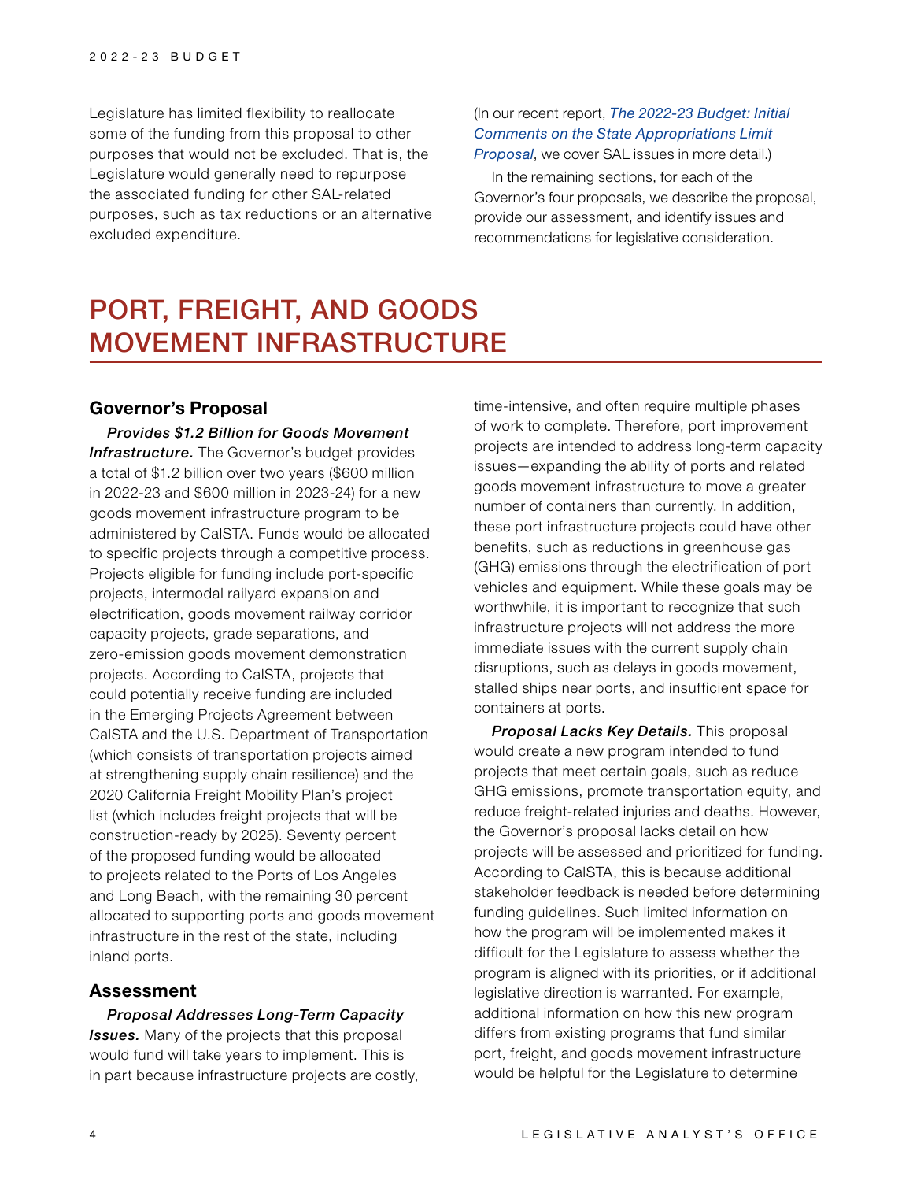Legislature has limited flexibility to reallocate some of the funding from this proposal to other purposes that would not be excluded. That is, the Legislature would generally need to repurpose the associated funding for other SAL-related purposes, such as tax reductions or an alternative excluded expenditure. (In our recent report, *The 2022-23 Budget: Initial Comments on the State Appropriations Limit Proposal*, we cover SAL issues in more detail.)

In the remaining sections, for each of the Governor's four proposals, we describe the proposal, provide our assessment, and identify issues and recommendations for legislative consideration.

# PORT, FREIGHT, AND GOODS MOVEMENT INFRASTRUCTURE

## Governor's Proposal

***Provides $1.2 Billion for Goods Movement Infrastructure.*** The Governor's budget provides a total of $1.2 billion over two years ($600 million in 2022-23 and $600 million in 2023-24) for a new goods movement infrastructure program to be administered by CalSTA. Funds would be allocated to specific projects through a competitive process. Projects eligible for funding include port-specific projects, intermodal railyard expansion and electrification, goods movement railway corridor capacity projects, grade separations, and zero-emission goods movement demonstration projects. According to CalSTA, projects that could potentially receive funding are included in the Emerging Projects Agreement between CalSTA and the U.S. Department of Transportation (which consists of transportation projects aimed at strengthening supply chain resilience) and the 2020 California Freight Mobility Plan's project list (which includes freight projects that will be construction-ready by 2025). Seventy percent of the proposed funding would be allocated to projects related to the Ports of Los Angeles and Long Beach, with the remaining 30 percent allocated to supporting ports and goods movement infrastructure in the rest of the state, including inland ports.

## Assessment

***Proposal Addresses Long-Term Capacity Issues.*** Many of the projects that this proposal would fund will take years to implement. This is in part because infrastructure projects are costly, time-intensive, and often require multiple phases of work to complete. Therefore, port improvement projects are intended to address long-term capacity issues—expanding the ability of ports and related goods movement infrastructure to move a greater number of containers than currently. In addition, these port infrastructure projects could have other benefits, such as reductions in greenhouse gas (GHG) emissions through the electrification of port vehicles and equipment. While these goals may be worthwhile, it is important to recognize that such infrastructure projects will not address the more immediate issues with the current supply chain disruptions, such as delays in goods movement, stalled ships near ports, and insufficient space for containers at ports.

***Proposal Lacks Key Details.*** This proposal would create a new program intended to fund projects that meet certain goals, such as reduce GHG emissions, promote transportation equity, and reduce freight-related injuries and deaths. However, the Governor's proposal lacks detail on how projects will be assessed and prioritized for funding. According to CalSTA, this is because additional stakeholder feedback is needed before determining funding guidelines. Such limited information on how the program will be implemented makes it difficult for the Legislature to assess whether the program is aligned with its priorities, or if additional legislative direction is warranted. For example, additional information on how this new program differs from existing programs that fund similar port, freight, and goods movement infrastructure would be helpful for the Legislature to determine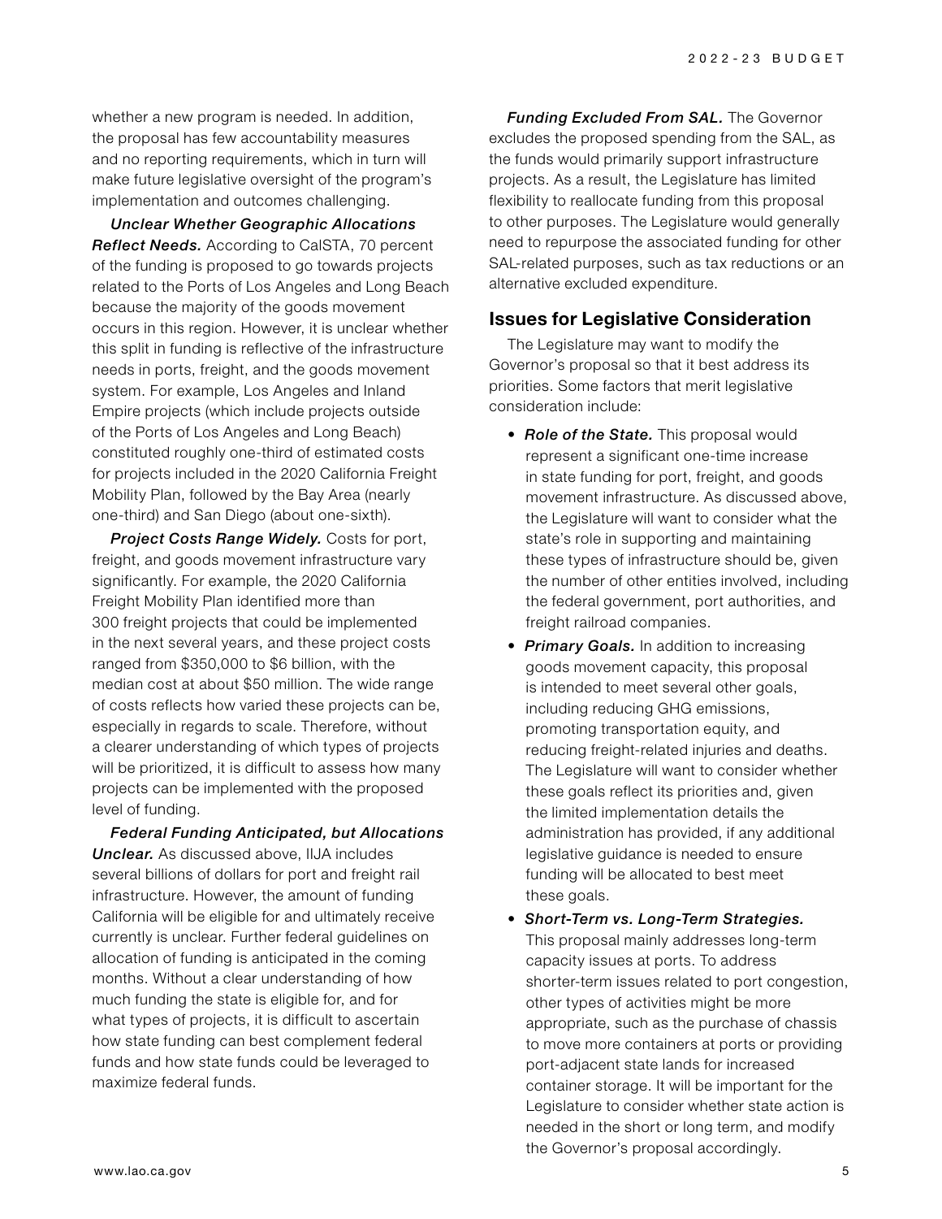whether a new program is needed. In addition, the proposal has few accountability measures and no reporting requirements, which in turn will make future legislative oversight of the program's implementation and outcomes challenging.

***Unclear Whether Geographic Allocations Reflect Needs.*** According to CalSTA, 70 percent of the funding is proposed to go towards projects related to the Ports of Los Angeles and Long Beach because the majority of the goods movement occurs in this region. However, it is unclear whether this split in funding is reflective of the infrastructure needs in ports, freight, and the goods movement system. For example, Los Angeles and Inland Empire projects (which include projects outside of the Ports of Los Angeles and Long Beach) constituted roughly one-third of estimated costs for projects included in the 2020 California Freight Mobility Plan, followed by the Bay Area (nearly one-third) and San Diego (about one-sixth).

***Project Costs Range Widely.*** Costs for port, freight, and goods movement infrastructure vary significantly. For example, the 2020 California Freight Mobility Plan identified more than 300 freight projects that could be implemented in the next several years, and these project costs ranged from $350,000 to $6 billion, with the median cost at about $50 million. The wide range of costs reflects how varied these projects can be, especially in regards to scale. Therefore, without a clearer understanding of which types of projects will be prioritized, it is difficult to assess how many projects can be implemented with the proposed level of funding.

***Federal Funding Anticipated, but Allocations Unclear.*** As discussed above, IIJA includes several billions of dollars for port and freight rail infrastructure. However, the amount of funding California will be eligible for and ultimately receive currently is unclear. Further federal guidelines on allocation of funding is anticipated in the coming months. Without a clear understanding of how much funding the state is eligible for, and for what types of projects, it is difficult to ascertain how state funding can best complement federal funds and how state funds could be leveraged to maximize federal funds.

***Funding Excluded From SAL.*** The Governor excludes the proposed spending from the SAL, as the funds would primarily support infrastructure projects. As a result, the Legislature has limited flexibility to reallocate funding from this proposal to other purposes. The Legislature would generally need to repurpose the associated funding for other SAL-related purposes, such as tax reductions or an alternative excluded expenditure.

## Issues for Legislative Consideration

The Legislature may want to modify the Governor's proposal so that it best address its priorities. Some factors that merit legislative consideration include:

- ***Role of the State.*** This proposal would represent a significant one-time increase in state funding for port, freight, and goods movement infrastructure. As discussed above, the Legislature will want to consider what the state's role in supporting and maintaining these types of infrastructure should be, given the number of other entities involved, including the federal government, port authorities, and freight railroad companies.
- ***Primary Goals.*** In addition to increasing goods movement capacity, this proposal is intended to meet several other goals, including reducing GHG emissions, promoting transportation equity, and reducing freight-related injuries and deaths. The Legislature will want to consider whether these goals reflect its priorities and, given the limited implementation details the administration has provided, if any additional legislative guidance is needed to ensure funding will be allocated to best meet these goals.
- ***Short-Term vs. Long-Term Strategies.*** This proposal mainly addresses long-term capacity issues at ports. To address shorter-term issues related to port congestion, other types of activities might be more appropriate, such as the purchase of chassis to move more containers at ports or providing port-adjacent state lands for increased container storage. It will be important for the Legislature to consider whether state action is needed in the short or long term, and modify the Governor's proposal accordingly.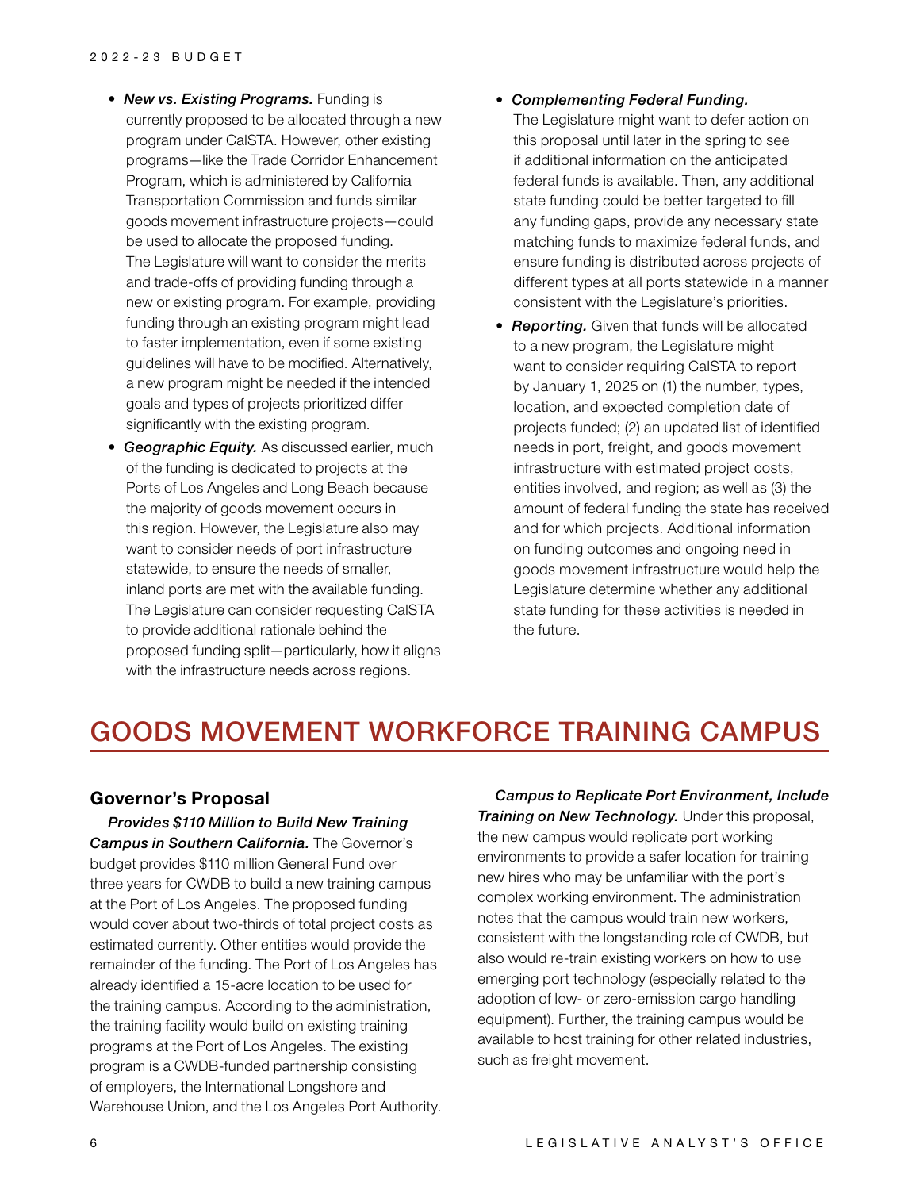- ***New vs. Existing Programs.*** Funding is currently proposed to be allocated through a new program under CalSTA. However, other existing programs—like the Trade Corridor Enhancement Program, which is administered by California Transportation Commission and funds similar goods movement infrastructure projects—could be used to allocate the proposed funding. The Legislature will want to consider the merits and trade-offs of providing funding through a new or existing program. For example, providing funding through an existing program might lead to faster implementation, even if some existing guidelines will have to be modified. Alternatively, a new program might be needed if the intended goals and types of projects prioritized differ significantly with the existing program.
- ***Geographic Equity.*** As discussed earlier, much of the funding is dedicated to projects at the Ports of Los Angeles and Long Beach because the majority of goods movement occurs in this region. However, the Legislature also may want to consider needs of port infrastructure statewide, to ensure the needs of smaller, inland ports are met with the available funding. The Legislature can consider requesting CalSTA to provide additional rationale behind the proposed funding split—particularly, how it aligns with the infrastructure needs across regions.
- ***Complementing Federal Funding.*** The Legislature might want to defer action on this proposal until later in the spring to see if additional information on the anticipated federal funds is available. Then, any additional state funding could be better targeted to fill any funding gaps, provide any necessary state matching funds to maximize federal funds, and ensure funding is distributed across projects of different types at all ports statewide in a manner consistent with the Legislature's priorities.
- ***Reporting.*** Given that funds will be allocated to a new program, the Legislature might want to consider requiring CalSTA to report by January 1, 2025 on (1) the number, types, location, and expected completion date of projects funded; (2) an updated list of identified needs in port, freight, and goods movement infrastructure with estimated project costs, entities involved, and region; as well as (3) the amount of federal funding the state has received and for which projects. Additional information on funding outcomes and ongoing need in goods movement infrastructure would help the Legislature determine whether any additional state funding for these activities is needed in the future.

# GOODS MOVEMENT WORKFORCE TRAINING CAMPUS

## Governor's Proposal

***Provides $110 Million to Build New Training Campus in Southern California.*** The Governor's budget provides $110 million General Fund over three years for CWDB to build a new training campus at the Port of Los Angeles. The proposed funding would cover about two-thirds of total project costs as estimated currently. Other entities would provide the remainder of the funding. The Port of Los Angeles has already identified a 15-acre location to be used for the training campus. According to the administration, the training facility would build on existing training programs at the Port of Los Angeles. The existing program is a CWDB-funded partnership consisting of employers, the International Longshore and Warehouse Union, and the Los Angeles Port Authority.

***Campus to Replicate Port Environment, Include Training on New Technology.*** Under this proposal, the new campus would replicate port working environments to provide a safer location for training new hires who may be unfamiliar with the port's complex working environment. The administration notes that the campus would train new workers, consistent with the longstanding role of CWDB, but also would re-train existing workers on how to use emerging port technology (especially related to the adoption of low- or zero-emission cargo handling equipment). Further, the training campus would be available to host training for other related industries, such as freight movement.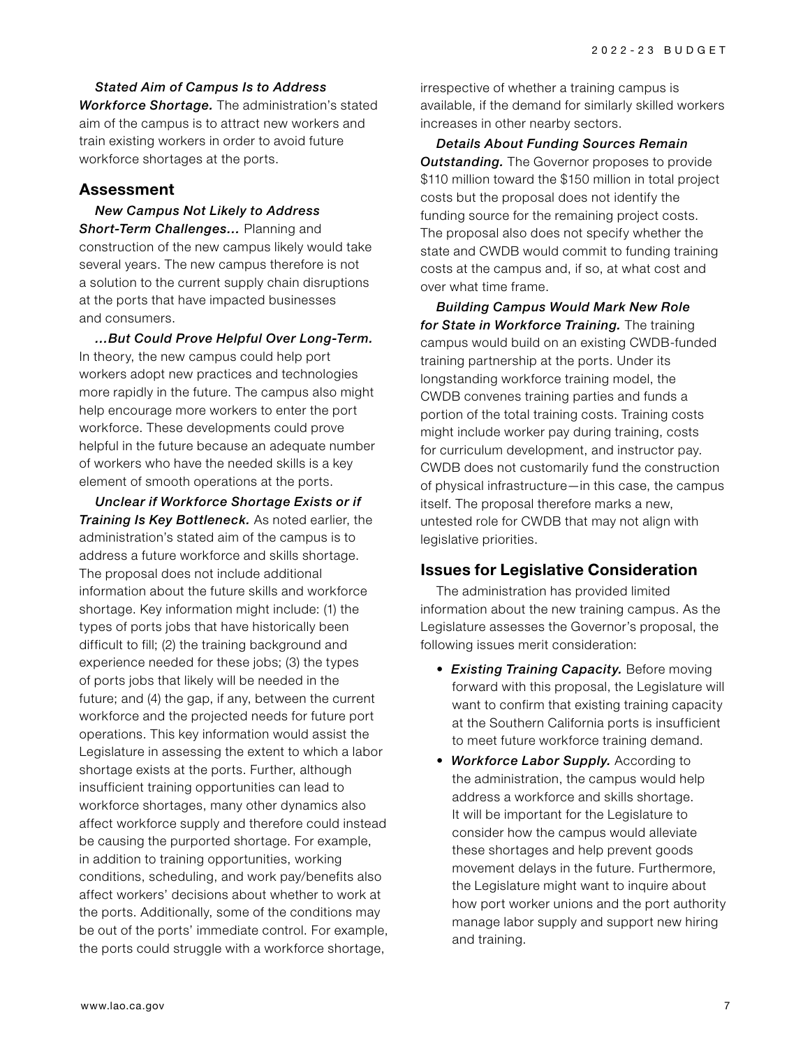***Stated Aim of Campus Is to Address Workforce Shortage.*** The administration's stated aim of the campus is to attract new workers and train existing workers in order to avoid future workforce shortages at the ports.

## Assessment

***New Campus Not Likely to Address Short-Term Challenges…*** Planning and construction of the new campus likely would take several years. The new campus therefore is not a solution to the current supply chain disruptions at the ports that have impacted businesses and consumers.

***…But Could Prove Helpful Over Long-Term.*** In theory, the new campus could help port workers adopt new practices and technologies more rapidly in the future. The campus also might help encourage more workers to enter the port workforce. These developments could prove helpful in the future because an adequate number of workers who have the needed skills is a key element of smooth operations at the ports.

***Unclear if Workforce Shortage Exists or if Training Is Key Bottleneck.*** As noted earlier, the administration's stated aim of the campus is to address a future workforce and skills shortage. The proposal does not include additional information about the future skills and workforce shortage. Key information might include: (1) the types of ports jobs that have historically been difficult to fill; (2) the training background and experience needed for these jobs; (3) the types of ports jobs that likely will be needed in the future; and (4) the gap, if any, between the current workforce and the projected needs for future port operations. This key information would assist the Legislature in assessing the extent to which a labor shortage exists at the ports. Further, although insufficient training opportunities can lead to workforce shortages, many other dynamics also affect workforce supply and therefore could instead be causing the purported shortage. For example, in addition to training opportunities, working conditions, scheduling, and work pay/benefits also affect workers' decisions about whether to work at the ports. Additionally, some of the conditions may be out of the ports' immediate control. For example, the ports could struggle with a workforce shortage, irrespective of whether a training campus is available, if the demand for similarly skilled workers increases in other nearby sectors.

***Details About Funding Sources Remain Outstanding.*** The Governor proposes to provide $110 million toward the $150 million in total project costs but the proposal does not identify the funding source for the remaining project costs. The proposal also does not specify whether the state and CWDB would commit to funding training costs at the campus and, if so, at what cost and over what time frame.

***Building Campus Would Mark New Role for State in Workforce Training.*** The training campus would build on an existing CWDB-funded training partnership at the ports. Under its longstanding workforce training model, the CWDB convenes training parties and funds a portion of the total training costs. Training costs might include worker pay during training, costs for curriculum development, and instructor pay. CWDB does not customarily fund the construction of physical infrastructure—in this case, the campus itself. The proposal therefore marks a new, untested role for CWDB that may not align with legislative priorities.

## Issues for Legislative Consideration

The administration has provided limited information about the new training campus. As the Legislature assesses the Governor's proposal, the following issues merit consideration:

- ***Existing Training Capacity.*** Before moving forward with this proposal, the Legislature will want to confirm that existing training capacity at the Southern California ports is insufficient to meet future workforce training demand.
- ***Workforce Labor Supply.*** According to the administration, the campus would help address a workforce and skills shortage. It will be important for the Legislature to consider how the campus would alleviate these shortages and help prevent goods movement delays in the future. Furthermore, the Legislature might want to inquire about how port worker unions and the port authority manage labor supply and support new hiring and training.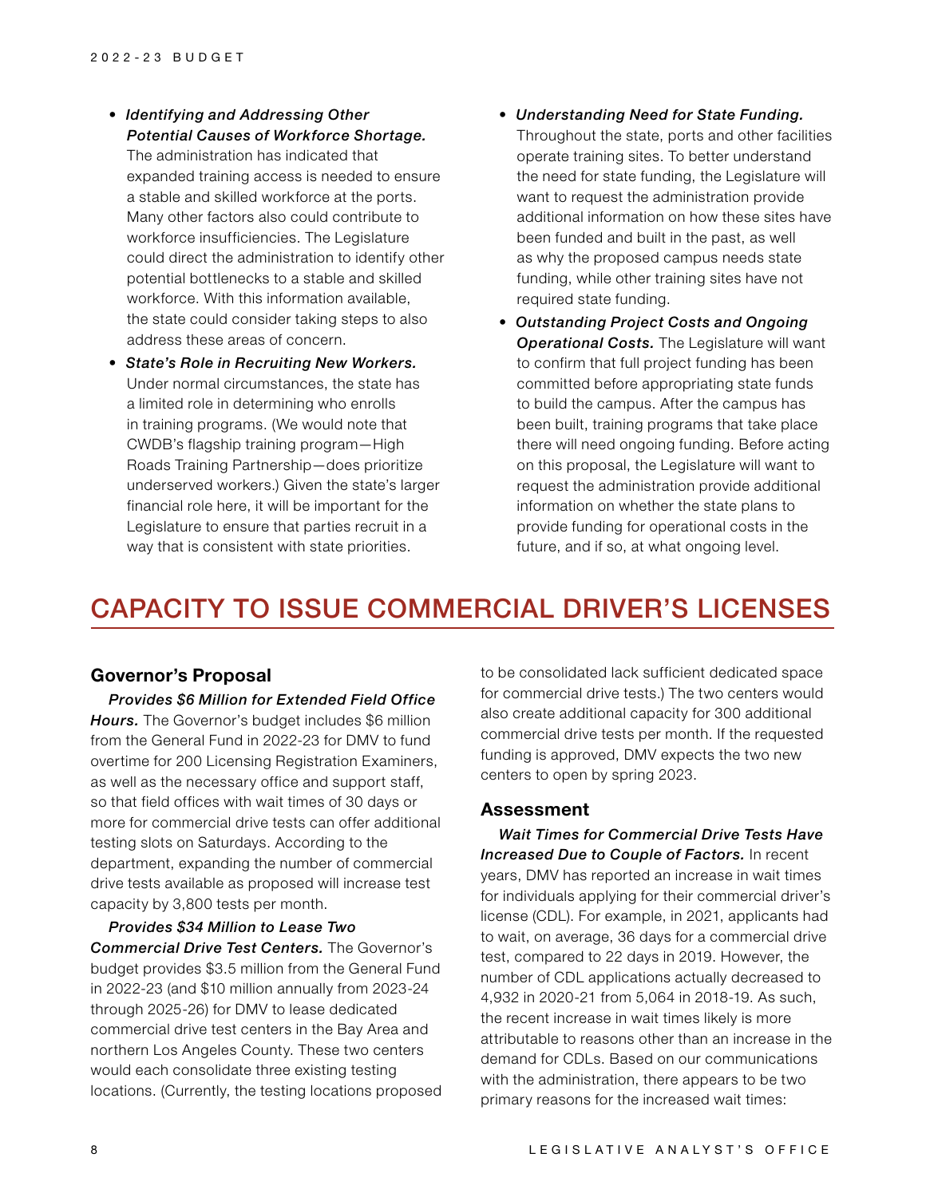- ***Identifying and Addressing Other Potential Causes of Workforce Shortage.*** The administration has indicated that expanded training access is needed to ensure a stable and skilled workforce at the ports. Many other factors also could contribute to workforce insufficiencies. The Legislature could direct the administration to identify other potential bottlenecks to a stable and skilled workforce. With this information available, the state could consider taking steps to also address these areas of concern.
- ***State's Role in Recruiting New Workers.*** Under normal circumstances, the state has a limited role in determining who enrolls in training programs. (We would note that CWDB's flagship training program—High Roads Training Partnership—does prioritize underserved workers.) Given the state's larger financial role here, it will be important for the Legislature to ensure that parties recruit in a way that is consistent with state priorities.
- ***Understanding Need for State Funding.*** Throughout the state, ports and other facilities operate training sites. To better understand the need for state funding, the Legislature will want to request the administration provide additional information on how these sites have been funded and built in the past, as well as why the proposed campus needs state funding, while other training sites have not required state funding.
- ***Outstanding Project Costs and Ongoing Operational Costs.*** The Legislature will want to confirm that full project funding has been committed before appropriating state funds to build the campus. After the campus has been built, training programs that take place there will need ongoing funding. Before acting on this proposal, the Legislature will want to request the administration provide additional information on whether the state plans to provide funding for operational costs in the future, and if so, at what ongoing level.

# CAPACITY TO ISSUE COMMERCIAL DRIVER'S LICENSES

## Governor's Proposal

***Provides $6 Million for Extended Field Office Hours.*** The Governor's budget includes $6 million from the General Fund in 2022-23 for DMV to fund overtime for 200 Licensing Registration Examiners, as well as the necessary office and support staff, so that field offices with wait times of 30 days or more for commercial drive tests can offer additional testing slots on Saturdays. According to the department, expanding the number of commercial drive tests available as proposed will increase test capacity by 3,800 tests per month.

***Provides $34 Million to Lease Two Commercial Drive Test Centers.*** The Governor's budget provides $3.5 million from the General Fund in 2022-23 (and $10 million annually from 2023-24 through 2025-26) for DMV to lease dedicated commercial drive test centers in the Bay Area and northern Los Angeles County. These two centers would each consolidate three existing testing locations. (Currently, the testing locations proposed to be consolidated lack sufficient dedicated space for commercial drive tests.) The two centers would also create additional capacity for 300 additional commercial drive tests per month. If the requested funding is approved, DMV expects the two new centers to open by spring 2023.

## Assessment

***Wait Times for Commercial Drive Tests Have Increased Due to Couple of Factors.*** In recent years, DMV has reported an increase in wait times for individuals applying for their commercial driver's license (CDL). For example, in 2021, applicants had to wait, on average, 36 days for a commercial drive test, compared to 22 days in 2019. However, the number of CDL applications actually decreased to 4,932 in 2020-21 from 5,064 in 2018-19. As such, the recent increase in wait times likely is more attributable to reasons other than an increase in the demand for CDLs. Based on our communications with the administration, there appears to be two primary reasons for the increased wait times: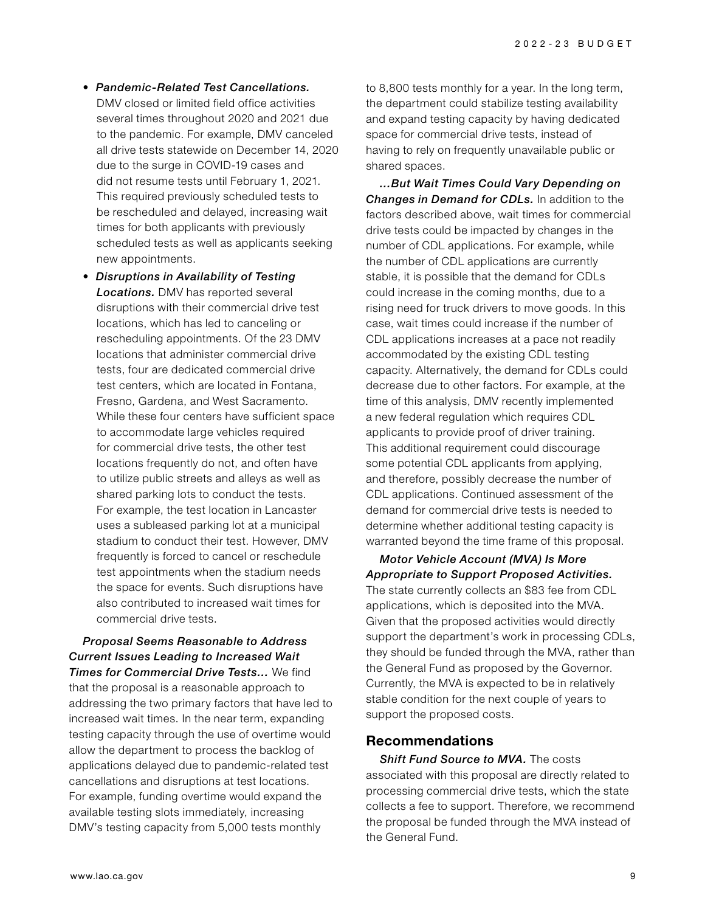- ***Pandemic-Related Test Cancellations.*** DMV closed or limited field office activities several times throughout 2020 and 2021 due to the pandemic. For example, DMV canceled all drive tests statewide on December 14, 2020 due to the surge in COVID-19 cases and did not resume tests until February 1, 2021. This required previously scheduled tests to be rescheduled and delayed, increasing wait times for both applicants with previously scheduled tests as well as applicants seeking new appointments.
- ***Disruptions in Availability of Testing Locations.*** DMV has reported several disruptions with their commercial drive test locations, which has led to canceling or rescheduling appointments. Of the 23 DMV locations that administer commercial drive tests, four are dedicated commercial drive test centers, which are located in Fontana, Fresno, Gardena, and West Sacramento. While these four centers have sufficient space to accommodate large vehicles required for commercial drive tests, the other test locations frequently do not, and often have to utilize public streets and alleys as well as shared parking lots to conduct the tests. For example, the test location in Lancaster uses a subleased parking lot at a municipal stadium to conduct their test. However, DMV frequently is forced to cancel or reschedule test appointments when the stadium needs the space for events. Such disruptions have also contributed to increased wait times for commercial drive tests.

***Proposal Seems Reasonable to Address Current Issues Leading to Increased Wait Times for Commercial Drive Tests…*** We find that the proposal is a reasonable approach to addressing the two primary factors that have led to increased wait times. In the near term, expanding testing capacity through the use of overtime would allow the department to process the backlog of applications delayed due to pandemic-related test cancellations and disruptions at test locations. For example, funding overtime would expand the available testing slots immediately, increasing DMV's testing capacity from 5,000 tests monthly to 8,800 tests monthly for a year. In the long term, the department could stabilize testing availability and expand testing capacity by having dedicated space for commercial drive tests, instead of having to rely on frequently unavailable public or shared spaces.

***…But Wait Times Could Vary Depending on Changes in Demand for CDLs.*** In addition to the factors described above, wait times for commercial drive tests could be impacted by changes in the number of CDL applications. For example, while the number of CDL applications are currently stable, it is possible that the demand for CDLs could increase in the coming months, due to a rising need for truck drivers to move goods. In this case, wait times could increase if the number of CDL applications increases at a pace not readily accommodated by the existing CDL testing capacity. Alternatively, the demand for CDLs could decrease due to other factors. For example, at the time of this analysis, DMV recently implemented a new federal regulation which requires CDL applicants to provide proof of driver training. This additional requirement could discourage some potential CDL applicants from applying, and therefore, possibly decrease the number of CDL applications. Continued assessment of the demand for commercial drive tests is needed to determine whether additional testing capacity is warranted beyond the time frame of this proposal.

***Motor Vehicle Account (MVA) Is More Appropriate to Support Proposed Activities.*** The state currently collects an $83 fee from CDL applications, which is deposited into the MVA. Given that the proposed activities would directly support the department's work in processing CDLs, they should be funded through the MVA, rather than the General Fund as proposed by the Governor. Currently, the MVA is expected to be in relatively stable condition for the next couple of years to support the proposed costs.

## Recommendations

***Shift Fund Source to MVA.*** The costs associated with this proposal are directly related to processing commercial drive tests, which the state collects a fee to support. Therefore, we recommend the proposal be funded through the MVA instead of the General Fund.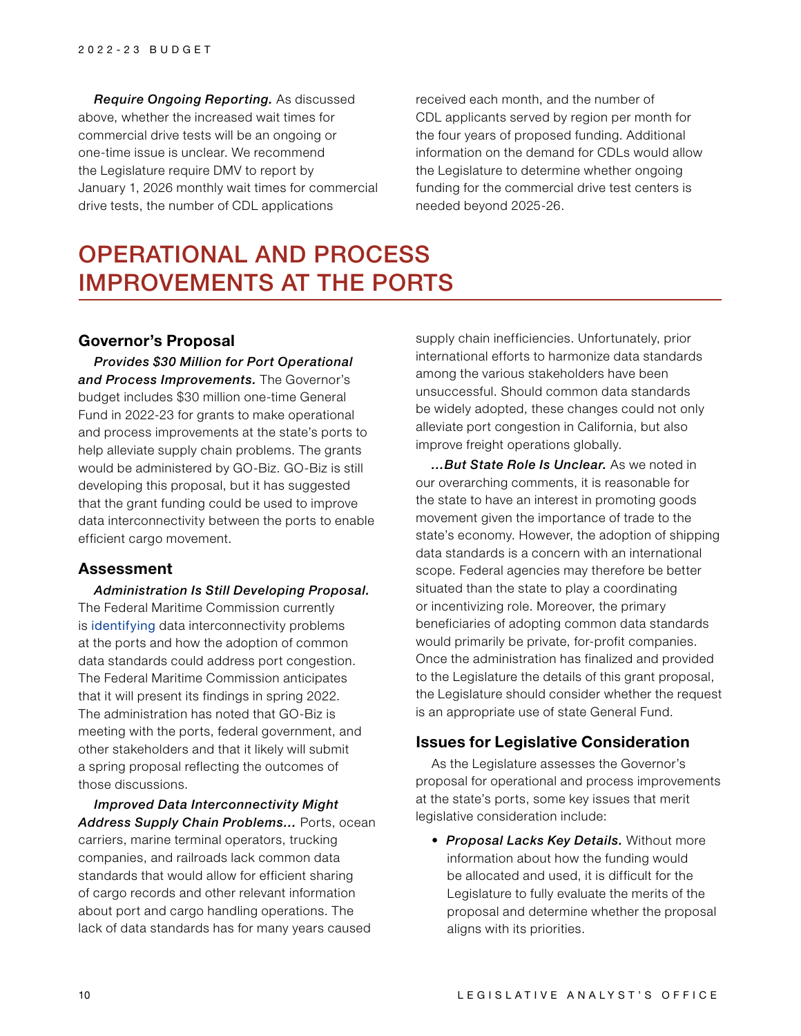***Require Ongoing Reporting.*** As discussed above, whether the increased wait times for commercial drive tests will be an ongoing or one-time issue is unclear. We recommend the Legislature require DMV to report by January 1, 2026 monthly wait times for commercial drive tests, the number of CDL applications received each month, and the number of CDL applicants served by region per month for the four years of proposed funding. Additional information on the demand for CDLs would allow the Legislature to determine whether ongoing funding for the commercial drive test centers is needed beyond 2025-26.

# OPERATIONAL AND PROCESS IMPROVEMENTS AT THE PORTS

## Governor's Proposal

***Provides $30 Million for Port Operational and Process Improvements.*** The Governor's budget includes $30 million one-time General Fund in 2022-23 for grants to make operational and process improvements at the state's ports to help alleviate supply chain problems. The grants would be administered by GO-Biz. GO-Biz is still developing this proposal, but it has suggested that the grant funding could be used to improve data interconnectivity between the ports to enable efficient cargo movement.

## Assessment

***Administration Is Still Developing Proposal.*** The Federal Maritime Commission currently is identifying data interconnectivity problems at the ports and how the adoption of common data standards could address port congestion. The Federal Maritime Commission anticipates that it will present its findings in spring 2022. The administration has noted that GO-Biz is meeting with the ports, federal government, and other stakeholders and that it likely will submit a spring proposal reflecting the outcomes of those discussions.

***Improved Data Interconnectivity Might Address Supply Chain Problems...*** Ports, ocean carriers, marine terminal operators, trucking companies, and railroads lack common data standards that would allow for efficient sharing of cargo records and other relevant information about port and cargo handling operations. The lack of data standards has for many years caused supply chain inefficiencies. Unfortunately, prior international efforts to harmonize data standards among the various stakeholders have been unsuccessful. Should common data standards be widely adopted, these changes could not only alleviate port congestion in California, but also improve freight operations globally.

***...But State Role Is Unclear.*** As we noted in our overarching comments, it is reasonable for the state to have an interest in promoting goods movement given the importance of trade to the state's economy. However, the adoption of shipping data standards is a concern with an international scope. Federal agencies may therefore be better situated than the state to play a coordinating or incentivizing role. Moreover, the primary beneficiaries of adopting common data standards would primarily be private, for-profit companies. Once the administration has finalized and provided to the Legislature the details of this grant proposal, the Legislature should consider whether the request is an appropriate use of state General Fund.

## Issues for Legislative Consideration

As the Legislature assesses the Governor's proposal for operational and process improvements at the state's ports, some key issues that merit legislative consideration include:

- ***Proposal Lacks Key Details.*** Without more information about how the funding would be allocated and used, it is difficult for the Legislature to fully evaluate the merits of the proposal and determine whether the proposal aligns with its priorities.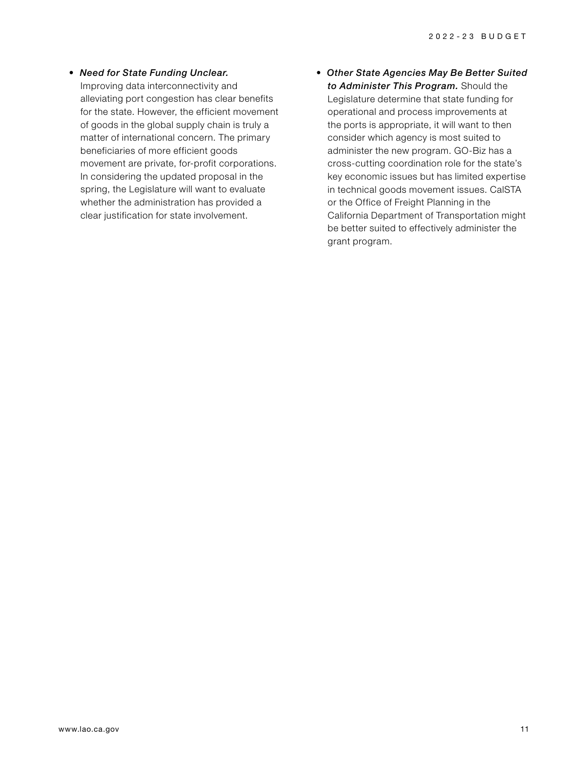- ***Need for State Funding Unclear.*** Improving data interconnectivity and alleviating port congestion has clear benefits for the state. However, the efficient movement of goods in the global supply chain is truly a matter of international concern. The primary beneficiaries of more efficient goods movement are private, for-profit corporations. In considering the updated proposal in the spring, the Legislature will want to evaluate whether the administration has provided a clear justification for state involvement.

- ***Other State Agencies May Be Better Suited to Administer This Program.*** Should the Legislature determine that state funding for operational and process improvements at the ports is appropriate, it will want to then consider which agency is most suited to administer the new program. GO-Biz has a cross-cutting coordination role for the state's key economic issues but has limited expertise in technical goods movement issues. CalSTA or the Office of Freight Planning in the California Department of Transportation might be better suited to effectively administer the grant program.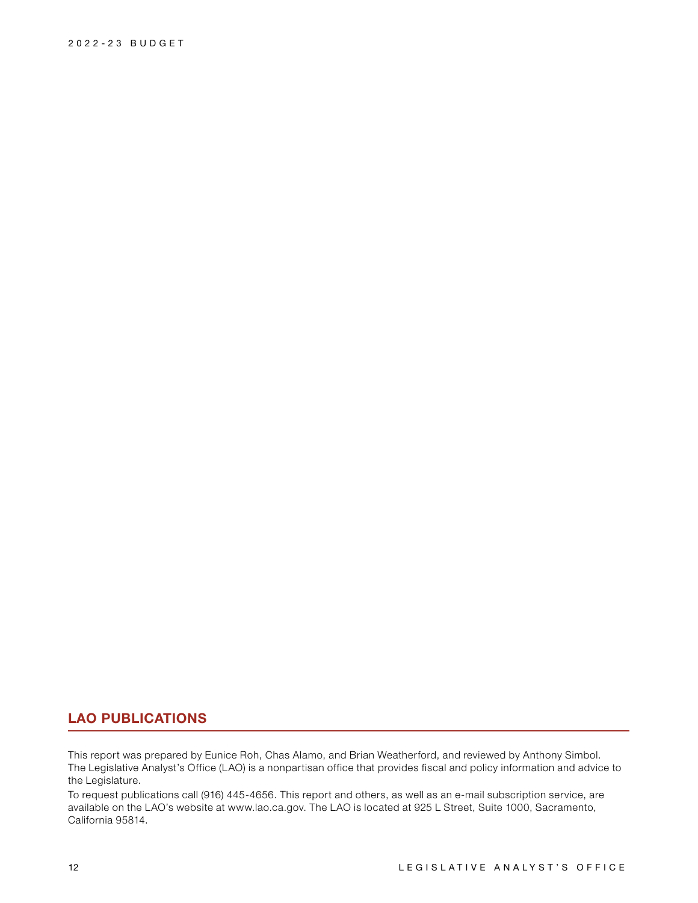## LAO PUBLICATIONS

This report was prepared by Eunice Roh, Chas Alamo, and Brian Weatherford, and reviewed by Anthony Simbol. The Legislative Analyst's Office (LAO) is a nonpartisan office that provides fiscal and policy information and advice to the Legislature.

To request publications call (916) 445-4656. This report and others, as well as an e-mail subscription service, are available on the LAO's website at www.lao.ca.gov. The LAO is located at 925 L Street, Suite 1000, Sacramento, California 95814.